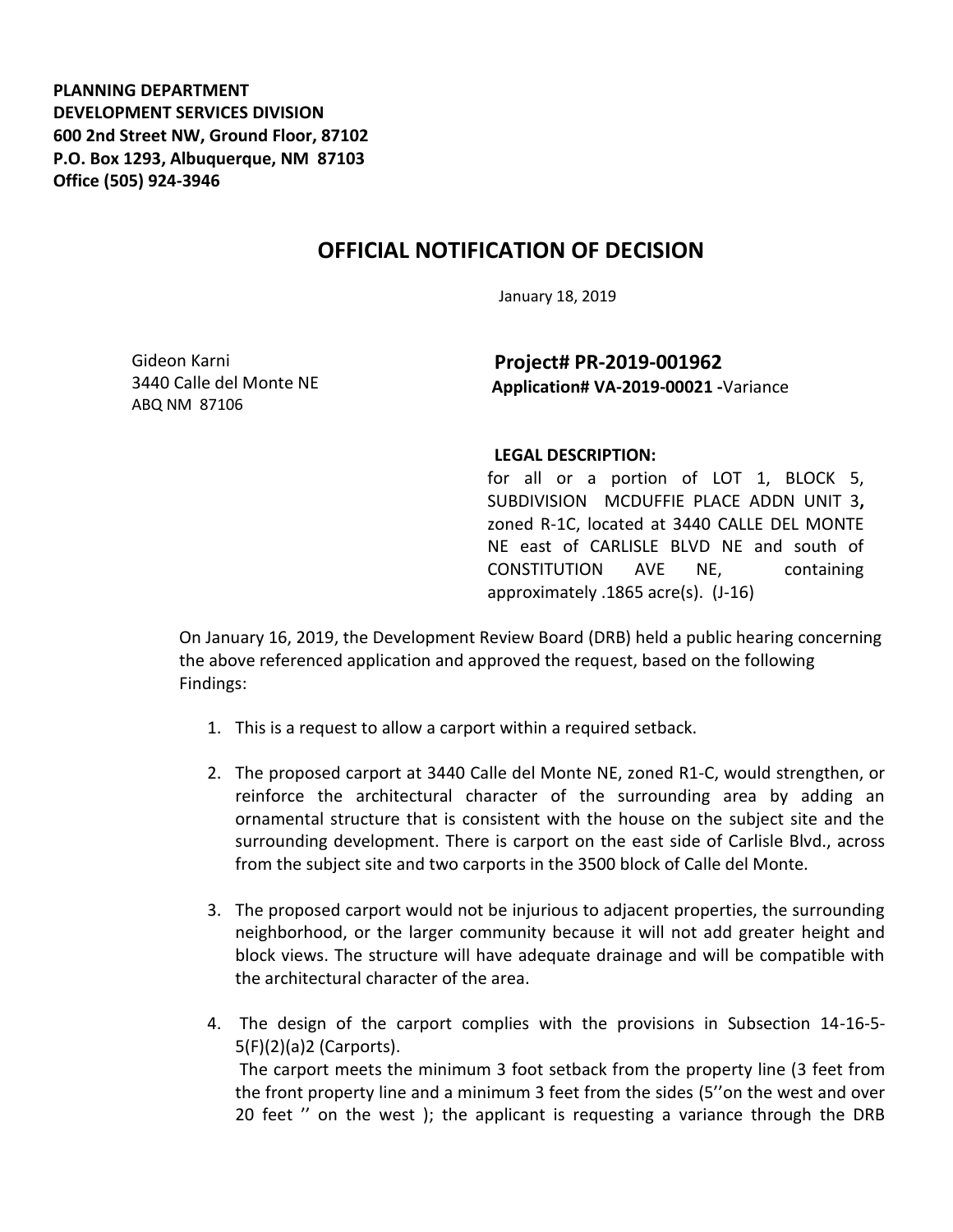**PLANNING DEPARTMENT**
**DEVELOPMENT SERVICES DIVISION**
**600 2nd Street NW, Ground Floor, 87102**
**P.O. Box 1293, Albuquerque, NM 87103**
**Office (505) 924-3946**

# OFFICIAL NOTIFICATION OF DECISION

January 18, 2019

Gideon Karni
3440 Calle del Monte NE
ABQ NM 87106

**Project# PR-2019-001962**
**Application# VA-2019-00021 -**Variance

**LEGAL DESCRIPTION:**
for all or a portion of LOT 1, BLOCK 5, SUBDIVISION MCDUFFIE PLACE ADDN UNIT 3**,** zoned R-1C, located at 3440 CALLE DEL MONTE NE east of CARLISLE BLVD NE and south of CONSTITUTION AVE NE, containing approximately .1865 acre(s). (J-16)

On January 16, 2019, the Development Review Board (DRB) held a public hearing concerning the above referenced application and approved the request, based on the following Findings:

1. This is a request to allow a carport within a required setback.

2. The proposed carport at 3440 Calle del Monte NE, zoned R1-C, would strengthen, or reinforce the architectural character of the surrounding area by adding an ornamental structure that is consistent with the house on the subject site and the surrounding development. There is carport on the east side of Carlisle Blvd., across from the subject site and two carports in the 3500 block of Calle del Monte.

3. The proposed carport would not be injurious to adjacent properties, the surrounding neighborhood, or the larger community because it will not add greater height and block views. The structure will have adequate drainage and will be compatible with the architectural character of the area.

4. The design of the carport complies with the provisions in Subsection 14-16-5-5(F)(2)(a)2 (Carports).
 The carport meets the minimum 3 foot setback from the property line (3 feet from the front property line and a minimum 3 feet from the sides (5''on the west and over 20 feet '' on the west ); the applicant is requesting a variance through the DRB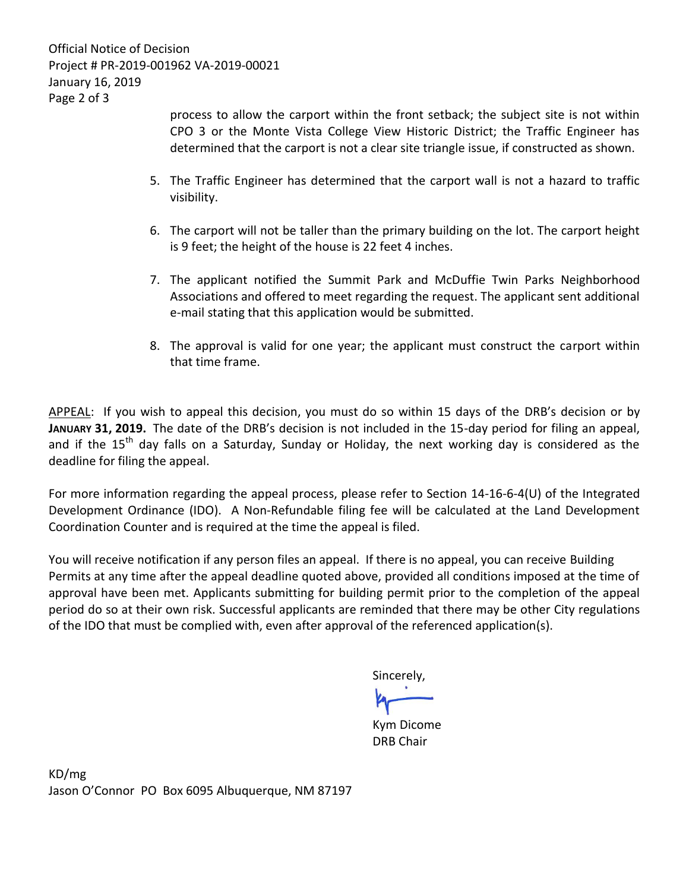process to allow the carport within the front setback; the subject site is not within CPO 3 or the Monte Vista College View Historic District; the Traffic Engineer has determined that the carport is not a clear site triangle issue, if constructed as shown.

5. The Traffic Engineer has determined that the carport wall is not a hazard to traffic visibility.

6. The carport will not be taller than the primary building on the lot. The carport height is 9 feet; the height of the house is 22 feet 4 inches.

7. The applicant notified the Summit Park and McDuffie Twin Parks Neighborhood Associations and offered to meet regarding the request. The applicant sent additional e-mail stating that this application would be submitted.

8. The approval is valid for one year; the applicant must construct the carport within that time frame.

APPEAL: If you wish to appeal this decision, you must do so within 15 days of the DRB's decision or by **JANUARY 31, 2019.** The date of the DRB's decision is not included in the 15-day period for filing an appeal, and if the 15th day falls on a Saturday, Sunday or Holiday, the next working day is considered as the deadline for filing the appeal.

For more information regarding the appeal process, please refer to Section 14-16-6-4(U) of the Integrated Development Ordinance (IDO). A Non-Refundable filing fee will be calculated at the Land Development Coordination Counter and is required at the time the appeal is filed.

You will receive notification if any person files an appeal. If there is no appeal, you can receive Building Permits at any time after the appeal deadline quoted above, provided all conditions imposed at the time of approval have been met. Applicants submitting for building permit prior to the completion of the appeal period do so at their own risk. Successful applicants are reminded that there may be other City regulations of the IDO that must be complied with, even after approval of the referenced application(s).

Sincerely,

Kym Dicome
DRB Chair

KD/mg
Jason O'Connor PO Box 6095 Albuquerque, NM 87197